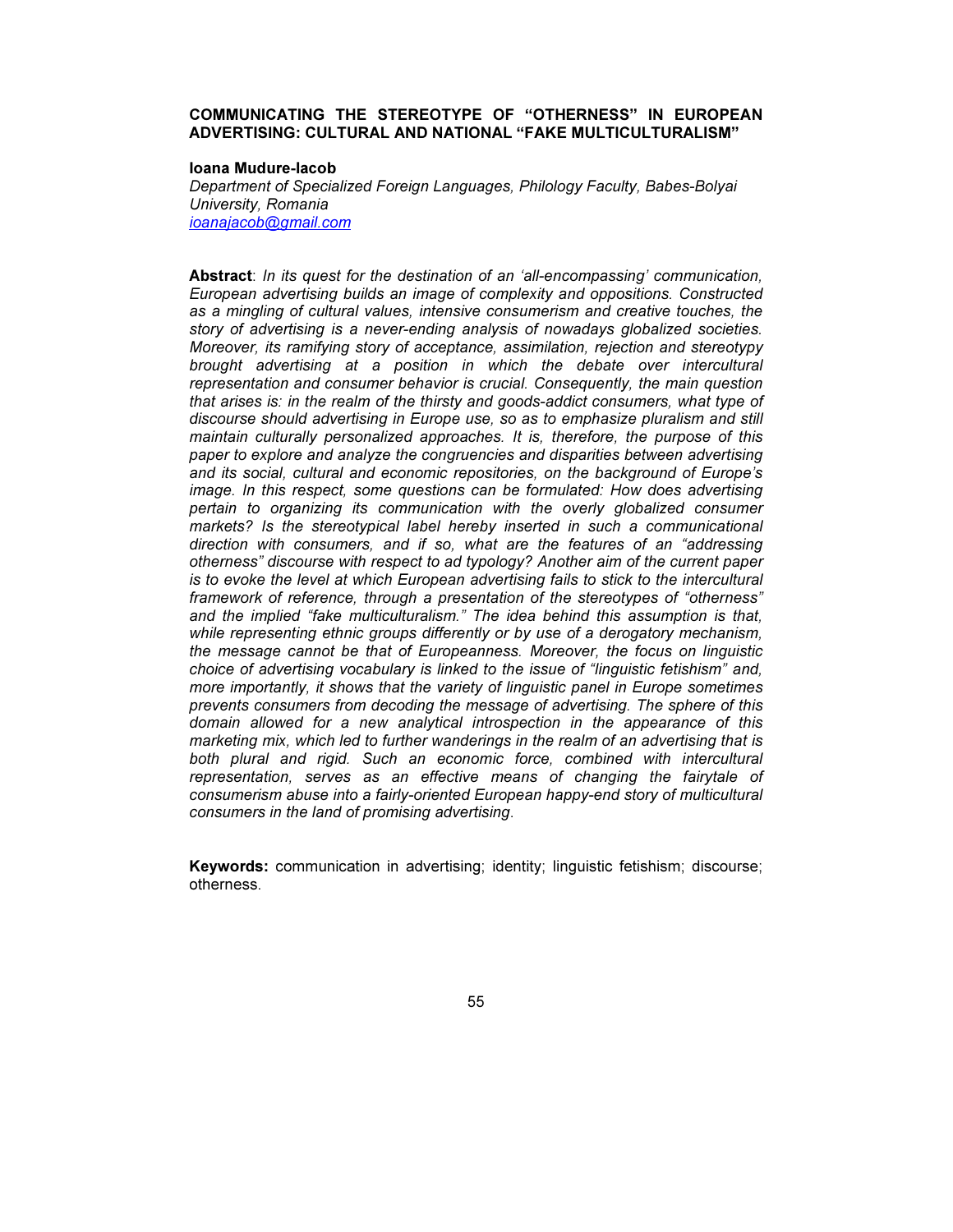# COMMUNICATING THE STEREOTYPE OF "OTHERNESS" IN EUROPEAN ADVERTISING: CULTURAL AND NATIONAL "FAKE MULTICULTURALISM"

**Ioana Mudure-Iacob**
*Department of Specialized Foreign Languages, Philology Faculty, Babes-Bolyai University, Romania*
ioanajacob@gmail.com

**Abstract**: *In its quest for the destination of an 'all-encompassing' communication, European advertising builds an image of complexity and oppositions. Constructed as a mingling of cultural values, intensive consumerism and creative touches, the story of advertising is a never-ending analysis of nowadays globalized societies. Moreover, its ramifying story of acceptance, assimilation, rejection and stereotypy brought advertising at a position in which the debate over intercultural representation and consumer behavior is crucial. Consequently, the main question that arises is: in the realm of the thirsty and goods-addict consumers, what type of discourse should advertising in Europe use, so as to emphasize pluralism and still maintain culturally personalized approaches. It is, therefore, the purpose of this paper to explore and analyze the congruencies and disparities between advertising and its social, cultural and economic repositories, on the background of Europe's image. In this respect, some questions can be formulated: How does advertising pertain to organizing its communication with the overly globalized consumer markets? Is the stereotypical label hereby inserted in such a communicational direction with consumers, and if so, what are the features of an "addressing otherness" discourse with respect to ad typology? Another aim of the current paper is to evoke the level at which European advertising fails to stick to the intercultural framework of reference, through a presentation of the stereotypes of "otherness" and the implied "fake multiculturalism." The idea behind this assumption is that, while representing ethnic groups differently or by use of a derogatory mechanism, the message cannot be that of Europeanness. Moreover, the focus on linguistic choice of advertising vocabulary is linked to the issue of "linguistic fetishism" and, more importantly, it shows that the variety of linguistic panel in Europe sometimes prevents consumers from decoding the message of advertising. The sphere of this domain allowed for a new analytical introspection in the appearance of this marketing mix, which led to further wanderings in the realm of an advertising that is both plural and rigid. Such an economic force, combined with intercultural representation, serves as an effective means of changing the fairytale of consumerism abuse into a fairly-oriented European happy-end story of multicultural consumers in the land of promising advertising.*

**Keywords:** communication in advertising; identity; linguistic fetishism; discourse; otherness.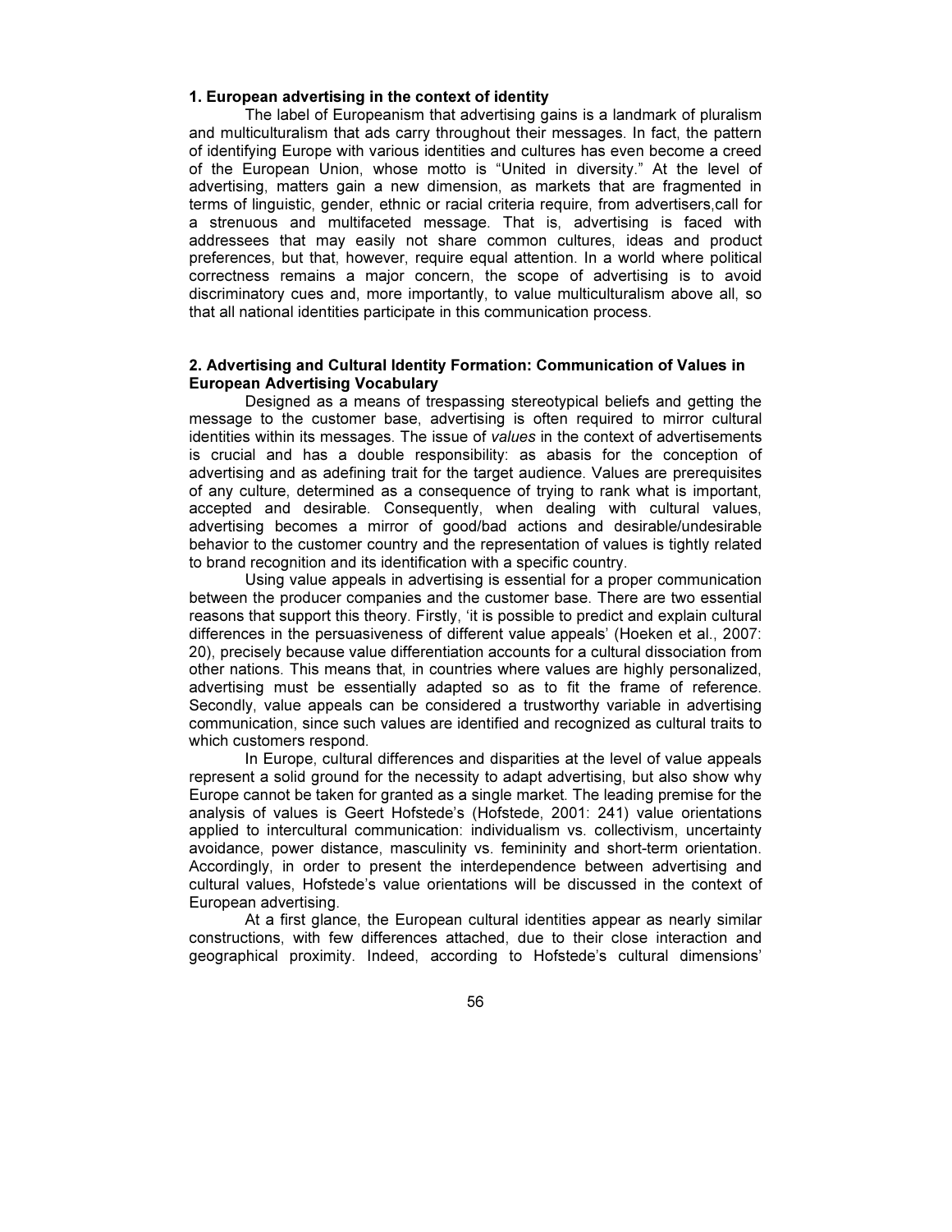## 1. European advertising in the context of identity

The label of Europeanism that advertising gains is a landmark of pluralism and multiculturalism that ads carry throughout their messages. In fact, the pattern of identifying Europe with various identities and cultures has even become a creed of the European Union, whose motto is "United in diversity." At the level of advertising, matters gain a new dimension, as markets that are fragmented in terms of linguistic, gender, ethnic or racial criteria require, from advertisers,call for a strenuous and multifaceted message. That is, advertising is faced with addressees that may easily not share common cultures, ideas and product preferences, but that, however, require equal attention. In a world where political correctness remains a major concern, the scope of advertising is to avoid discriminatory cues and, more importantly, to value multiculturalism above all, so that all national identities participate in this communication process.

## 2. Advertising and Cultural Identity Formation: Communication of Values in European Advertising Vocabulary

Designed as a means of trespassing stereotypical beliefs and getting the message to the customer base, advertising is often required to mirror cultural identities within its messages. The issue of *values* in the context of advertisements is crucial and has a double responsibility: as abasis for the conception of advertising and as adefining trait for the target audience. Values are prerequisites of any culture, determined as a consequence of trying to rank what is important, accepted and desirable. Consequently, when dealing with cultural values, advertising becomes a mirror of good/bad actions and desirable/undesirable behavior to the customer country and the representation of values is tightly related to brand recognition and its identification with a specific country.

Using value appeals in advertising is essential for a proper communication between the producer companies and the customer base. There are two essential reasons that support this theory. Firstly, 'it is possible to predict and explain cultural differences in the persuasiveness of different value appeals' (Hoeken et al., 2007: 20), precisely because value differentiation accounts for a cultural dissociation from other nations. This means that, in countries where values are highly personalized, advertising must be essentially adapted so as to fit the frame of reference. Secondly, value appeals can be considered a trustworthy variable in advertising communication, since such values are identified and recognized as cultural traits to which customers respond.

In Europe, cultural differences and disparities at the level of value appeals represent a solid ground for the necessity to adapt advertising, but also show why Europe cannot be taken for granted as a single market. The leading premise for the analysis of values is Geert Hofstede's (Hofstede, 2001: 241) value orientations applied to intercultural communication: individualism vs. collectivism, uncertainty avoidance, power distance, masculinity vs. femininity and short-term orientation. Accordingly, in order to present the interdependence between advertising and cultural values, Hofstede's value orientations will be discussed in the context of European advertising.

At a first glance, the European cultural identities appear as nearly similar constructions, with few differences attached, due to their close interaction and geographical proximity. Indeed, according to Hofstede's cultural dimensions'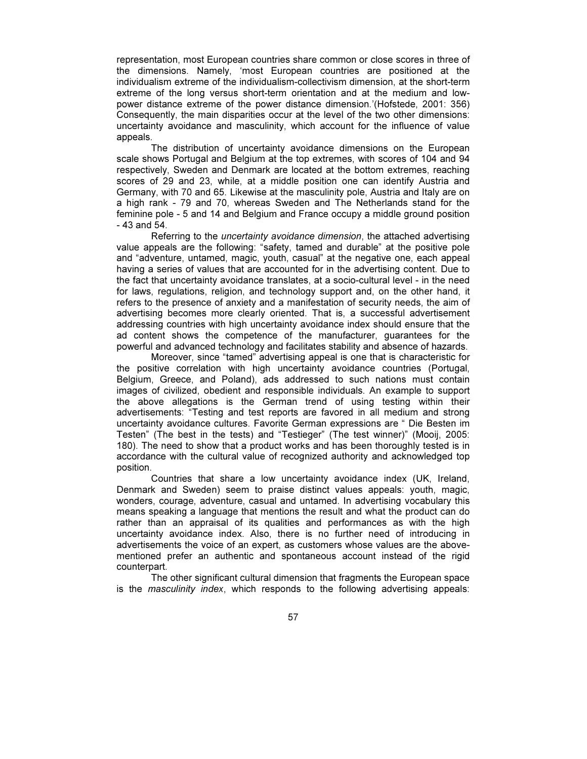representation, most European countries share common or close scores in three of the dimensions. Namely, 'most European countries are positioned at the individualism extreme of the individualism-collectivism dimension, at the short-term extreme of the long versus short-term orientation and at the medium and low-power distance extreme of the power distance dimension.'(Hofstede, 2001: 356) Consequently, the main disparities occur at the level of the two other dimensions: uncertainty avoidance and masculinity, which account for the influence of value appeals.

The distribution of uncertainty avoidance dimensions on the European scale shows Portugal and Belgium at the top extremes, with scores of 104 and 94 respectively, Sweden and Denmark are located at the bottom extremes, reaching scores of 29 and 23, while, at a middle position one can identify Austria and Germany, with 70 and 65. Likewise at the masculinity pole, Austria and Italy are on a high rank - 79 and 70, whereas Sweden and The Netherlands stand for the feminine pole - 5 and 14 and Belgium and France occupy a middle ground position - 43 and 54.

Referring to the *uncertainty avoidance dimension*, the attached advertising value appeals are the following: "safety, tamed and durable" at the positive pole and "adventure, untamed, magic, youth, casual" at the negative one, each appeal having a series of values that are accounted for in the advertising content. Due to the fact that uncertainty avoidance translates, at a socio-cultural level - in the need for laws, regulations, religion, and technology support and, on the other hand, it refers to the presence of anxiety and a manifestation of security needs, the aim of advertising becomes more clearly oriented. That is, a successful advertisement addressing countries with high uncertainty avoidance index should ensure that the ad content shows the competence of the manufacturer, guarantees for the powerful and advanced technology and facilitates stability and absence of hazards.

Moreover, since "tamed" advertising appeal is one that is characteristic for the positive correlation with high uncertainty avoidance countries (Portugal, Belgium, Greece, and Poland), ads addressed to such nations must contain images of civilized, obedient and responsible individuals. An example to support the above allegations is the German trend of using testing within their advertisements: "Testing and test reports are favored in all medium and strong uncertainty avoidance cultures. Favorite German expressions are " Die Besten im Testen" (The best in the tests) and "Testieger" (The test winner)" (Mooij, 2005: 180). The need to show that a product works and has been thoroughly tested is in accordance with the cultural value of recognized authority and acknowledged top position.

Countries that share a low uncertainty avoidance index (UK, Ireland, Denmark and Sweden) seem to praise distinct values appeals: youth, magic, wonders, courage, adventure, casual and untamed. In advertising vocabulary this means speaking a language that mentions the result and what the product can do rather than an appraisal of its qualities and performances as with the high uncertainty avoidance index. Also, there is no further need of introducing in advertisements the voice of an expert, as customers whose values are the above-mentioned prefer an authentic and spontaneous account instead of the rigid counterpart.

The other significant cultural dimension that fragments the European space is the *masculinity index*, which responds to the following advertising appeals: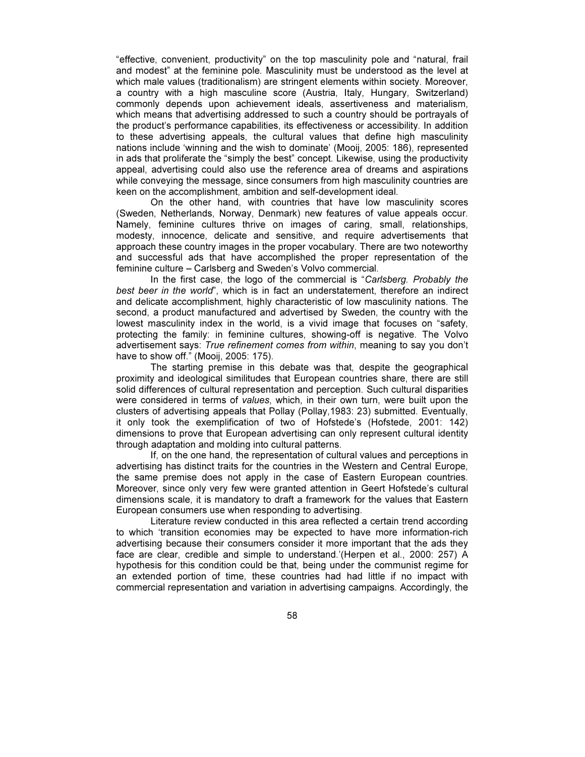"effective, convenient, productivity" on the top masculinity pole and "natural, frail and modest" at the feminine pole. Masculinity must be understood as the level at which male values (traditionalism) are stringent elements within society. Moreover, a country with a high masculine score (Austria, Italy, Hungary, Switzerland) commonly depends upon achievement ideals, assertiveness and materialism, which means that advertising addressed to such a country should be portrayals of the product's performance capabilities, its effectiveness or accessibility. In addition to these advertising appeals, the cultural values that define high masculinity nations include 'winning and the wish to dominate' (Mooij, 2005: 186), represented in ads that proliferate the "simply the best" concept. Likewise, using the productivity appeal, advertising could also use the reference area of dreams and aspirations while conveying the message, since consumers from high masculinity countries are keen on the accomplishment, ambition and self-development ideal.

On the other hand, with countries that have low masculinity scores (Sweden, Netherlands, Norway, Denmark) new features of value appeals occur. Namely, feminine cultures thrive on images of caring, small, relationships, modesty, innocence, delicate and sensitive, and require advertisements that approach these country images in the proper vocabulary. There are two noteworthy and successful ads that have accomplished the proper representation of the feminine culture – Carlsberg and Sweden's Volvo commercial.

In the first case, the logo of the commercial is "*Carlsberg. Probably the best beer in the world*", which is in fact an understatement, therefore an indirect and delicate accomplishment, highly characteristic of low masculinity nations. The second, a product manufactured and advertised by Sweden, the country with the lowest masculinity index in the world, is a vivid image that focuses on "safety, protecting the family: in feminine cultures, showing-off is negative. The Volvo advertisement says: *True refinement comes from within*, meaning to say you don't have to show off." (Mooij, 2005: 175).

The starting premise in this debate was that, despite the geographical proximity and ideological similitudes that European countries share, there are still solid differences of cultural representation and perception. Such cultural disparities were considered in terms of *values*, which, in their own turn, were built upon the clusters of advertising appeals that Pollay (Pollay,1983: 23) submitted. Eventually, it only took the exemplification of two of Hofstede's (Hofstede, 2001: 142) dimensions to prove that European advertising can only represent cultural identity through adaptation and molding into cultural patterns.

If, on the one hand, the representation of cultural values and perceptions in advertising has distinct traits for the countries in the Western and Central Europe, the same premise does not apply in the case of Eastern European countries. Moreover, since only very few were granted attention in Geert Hofstede's cultural dimensions scale, it is mandatory to draft a framework for the values that Eastern European consumers use when responding to advertising.

Literature review conducted in this area reflected a certain trend according to which 'transition economies may be expected to have more information-rich advertising because their consumers consider it more important that the ads they face are clear, credible and simple to understand.'(Herpen et al., 2000: 257) A hypothesis for this condition could be that, being under the communist regime for an extended portion of time, these countries had had little if no impact with commercial representation and variation in advertising campaigns. Accordingly, the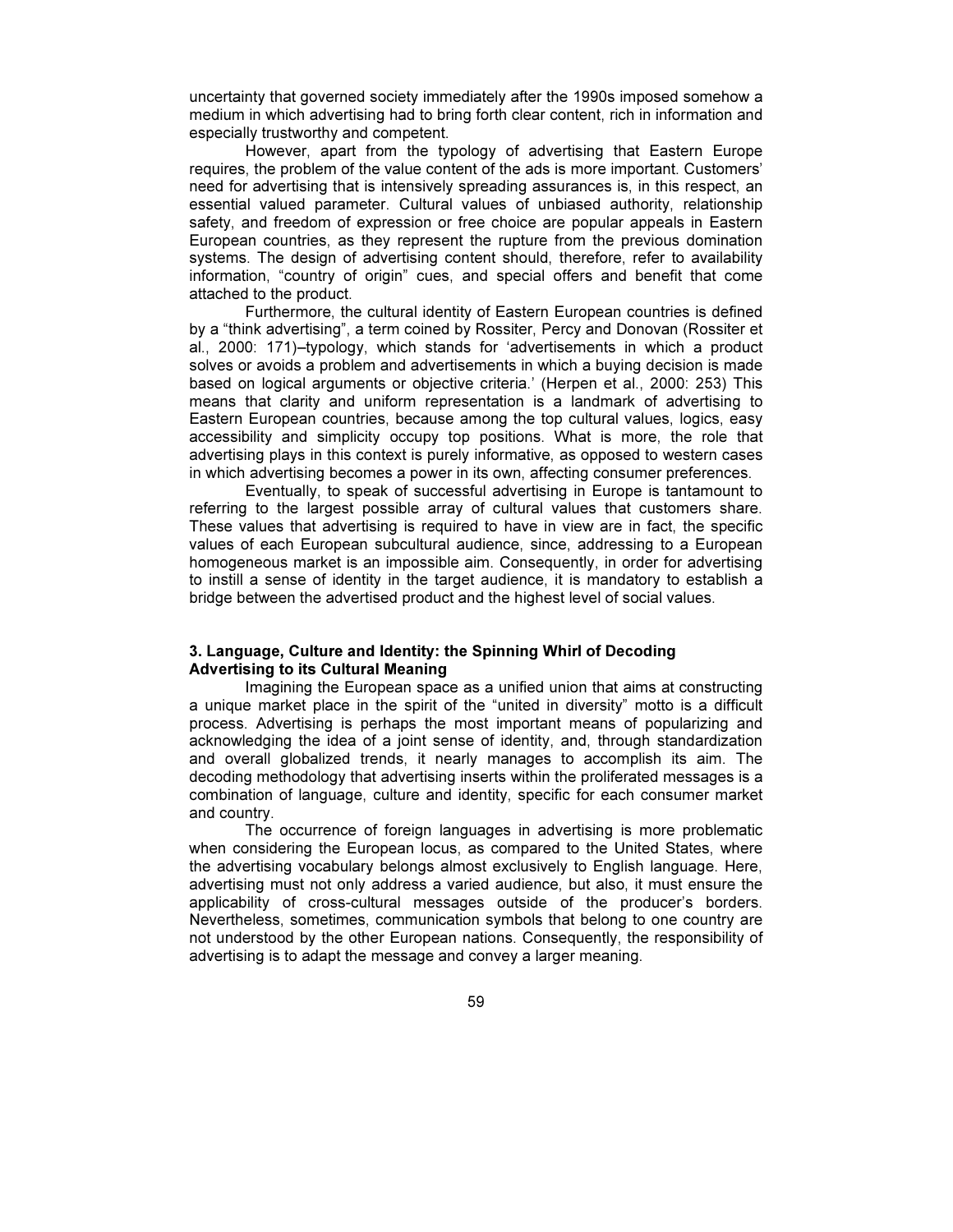uncertainty that governed society immediately after the 1990s imposed somehow a medium in which advertising had to bring forth clear content, rich in information and especially trustworthy and competent.

However, apart from the typology of advertising that Eastern Europe requires, the problem of the value content of the ads is more important. Customers' need for advertising that is intensively spreading assurances is, in this respect, an essential valued parameter. Cultural values of unbiased authority, relationship safety, and freedom of expression or free choice are popular appeals in Eastern European countries, as they represent the rupture from the previous domination systems. The design of advertising content should, therefore, refer to availability information, "country of origin" cues, and special offers and benefit that come attached to the product.

Furthermore, the cultural identity of Eastern European countries is defined by a "think advertising", a term coined by Rossiter, Percy and Donovan (Rossiter et al., 2000: 171)–typology, which stands for 'advertisements in which a product solves or avoids a problem and advertisements in which a buying decision is made based on logical arguments or objective criteria.' (Herpen et al., 2000: 253) This means that clarity and uniform representation is a landmark of advertising to Eastern European countries, because among the top cultural values, logics, easy accessibility and simplicity occupy top positions. What is more, the role that advertising plays in this context is purely informative, as opposed to western cases in which advertising becomes a power in its own, affecting consumer preferences.

Eventually, to speak of successful advertising in Europe is tantamount to referring to the largest possible array of cultural values that customers share. These values that advertising is required to have in view are in fact, the specific values of each European subcultural audience, since, addressing to a European homogeneous market is an impossible aim. Consequently, in order for advertising to instill a sense of identity in the target audience, it is mandatory to establish a bridge between the advertised product and the highest level of social values.

## 3. Language, Culture and Identity: the Spinning Whirl of Decoding Advertising to its Cultural Meaning

Imagining the European space as a unified union that aims at constructing a unique market place in the spirit of the "united in diversity" motto is a difficult process. Advertising is perhaps the most important means of popularizing and acknowledging the idea of a joint sense of identity, and, through standardization and overall globalized trends, it nearly manages to accomplish its aim. The decoding methodology that advertising inserts within the proliferated messages is a combination of language, culture and identity, specific for each consumer market and country.

The occurrence of foreign languages in advertising is more problematic when considering the European locus, as compared to the United States, where the advertising vocabulary belongs almost exclusively to English language. Here, advertising must not only address a varied audience, but also, it must ensure the applicability of cross-cultural messages outside of the producer's borders. Nevertheless, sometimes, communication symbols that belong to one country are not understood by the other European nations. Consequently, the responsibility of advertising is to adapt the message and convey a larger meaning.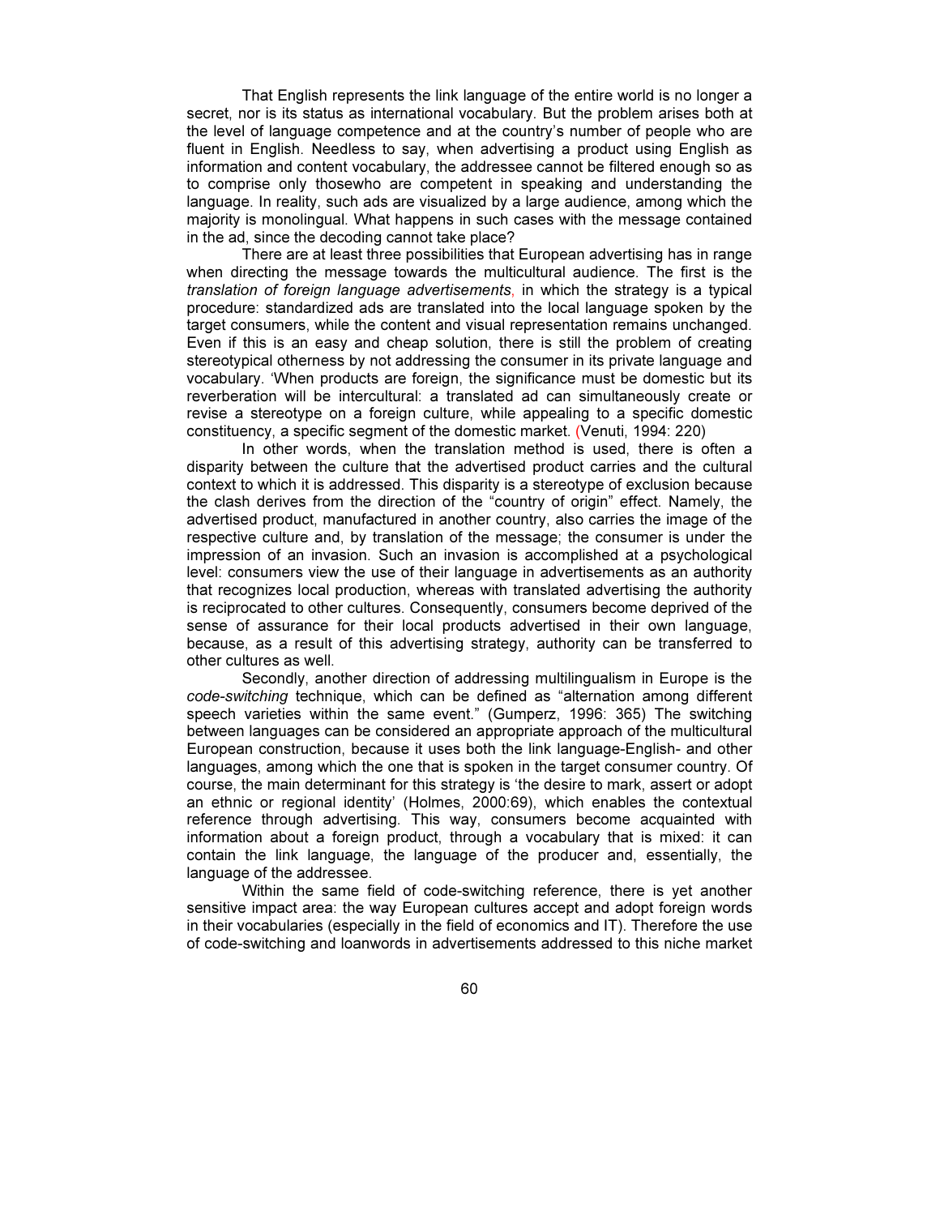That English represents the link language of the entire world is no longer a secret, nor is its status as international vocabulary. But the problem arises both at the level of language competence and at the country's number of people who are fluent in English. Needless to say, when advertising a product using English as information and content vocabulary, the addressee cannot be filtered enough so as to comprise only thosewho are competent in speaking and understanding the language. In reality, such ads are visualized by a large audience, among which the majority is monolingual. What happens in such cases with the message contained in the ad, since the decoding cannot take place?

There are at least three possibilities that European advertising has in range when directing the message towards the multicultural audience. The first is the *translation of foreign language advertisements*, in which the strategy is a typical procedure: standardized ads are translated into the local language spoken by the target consumers, while the content and visual representation remains unchanged. Even if this is an easy and cheap solution, there is still the problem of creating stereotypical otherness by not addressing the consumer in its private language and vocabulary. 'When products are foreign, the significance must be domestic but its reverberation will be intercultural: a translated ad can simultaneously create or revise a stereotype on a foreign culture, while appealing to a specific domestic constituency, a specific segment of the domestic market. (Venuti, 1994: 220)

In other words, when the translation method is used, there is often a disparity between the culture that the advertised product carries and the cultural context to which it is addressed. This disparity is a stereotype of exclusion because the clash derives from the direction of the "country of origin" effect. Namely, the advertised product, manufactured in another country, also carries the image of the respective culture and, by translation of the message; the consumer is under the impression of an invasion. Such an invasion is accomplished at a psychological level: consumers view the use of their language in advertisements as an authority that recognizes local production, whereas with translated advertising the authority is reciprocated to other cultures. Consequently, consumers become deprived of the sense of assurance for their local products advertised in their own language, because, as a result of this advertising strategy, authority can be transferred to other cultures as well.

Secondly, another direction of addressing multilingualism in Europe is the *code-switching* technique, which can be defined as "alternation among different speech varieties within the same event." (Gumperz, 1996: 365) The switching between languages can be considered an appropriate approach of the multicultural European construction, because it uses both the link language-English- and other languages, among which the one that is spoken in the target consumer country. Of course, the main determinant for this strategy is 'the desire to mark, assert or adopt an ethnic or regional identity' (Holmes, 2000:69), which enables the contextual reference through advertising. This way, consumers become acquainted with information about a foreign product, through a vocabulary that is mixed: it can contain the link language, the language of the producer and, essentially, the language of the addressee.

Within the same field of code-switching reference, there is yet another sensitive impact area: the way European cultures accept and adopt foreign words in their vocabularies (especially in the field of economics and IT). Therefore the use of code-switching and loanwords in advertisements addressed to this niche market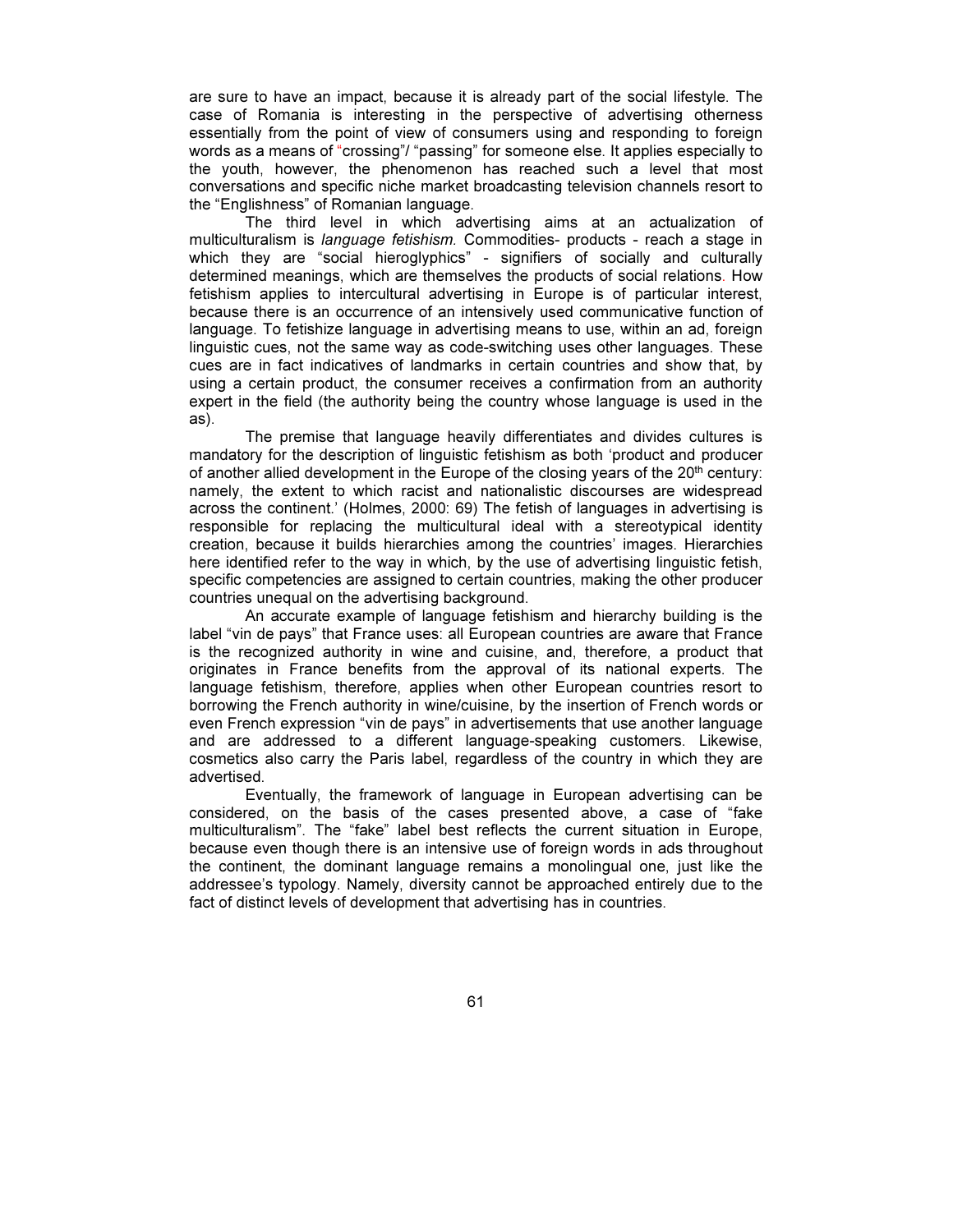are sure to have an impact, because it is already part of the social lifestyle. The case of Romania is interesting in the perspective of advertising otherness essentially from the point of view of consumers using and responding to foreign words as a means of "crossing"/ "passing" for someone else. It applies especially to the youth, however, the phenomenon has reached such a level that most conversations and specific niche market broadcasting television channels resort to the "Englishness" of Romanian language.

The third level in which advertising aims at an actualization of multiculturalism is *language fetishism.* Commodities- products - reach a stage in which they are "social hieroglyphics" - signifiers of socially and culturally determined meanings, which are themselves the products of social relations. How fetishism applies to intercultural advertising in Europe is of particular interest, because there is an occurrence of an intensively used communicative function of language. To fetishize language in advertising means to use, within an ad, foreign linguistic cues, not the same way as code-switching uses other languages. These cues are in fact indicatives of landmarks in certain countries and show that, by using a certain product, the consumer receives a confirmation from an authority expert in the field (the authority being the country whose language is used in the as).

The premise that language heavily differentiates and divides cultures is mandatory for the description of linguistic fetishism as both 'product and producer of another allied development in the Europe of the closing years of the 20th century: namely, the extent to which racist and nationalistic discourses are widespread across the continent.' (Holmes, 2000: 69) The fetish of languages in advertising is responsible for replacing the multicultural ideal with a stereotypical identity creation, because it builds hierarchies among the countries' images. Hierarchies here identified refer to the way in which, by the use of advertising linguistic fetish, specific competencies are assigned to certain countries, making the other producer countries unequal on the advertising background.

An accurate example of language fetishism and hierarchy building is the label "vin de pays" that France uses: all European countries are aware that France is the recognized authority in wine and cuisine, and, therefore, a product that originates in France benefits from the approval of its national experts. The language fetishism, therefore, applies when other European countries resort to borrowing the French authority in wine/cuisine, by the insertion of French words or even French expression "vin de pays" in advertisements that use another language and are addressed to a different language-speaking customers. Likewise, cosmetics also carry the Paris label, regardless of the country in which they are advertised.

Eventually, the framework of language in European advertising can be considered, on the basis of the cases presented above, a case of "fake multiculturalism". The "fake" label best reflects the current situation in Europe, because even though there is an intensive use of foreign words in ads throughout the continent, the dominant language remains a monolingual one, just like the addressee's typology. Namely, diversity cannot be approached entirely due to the fact of distinct levels of development that advertising has in countries.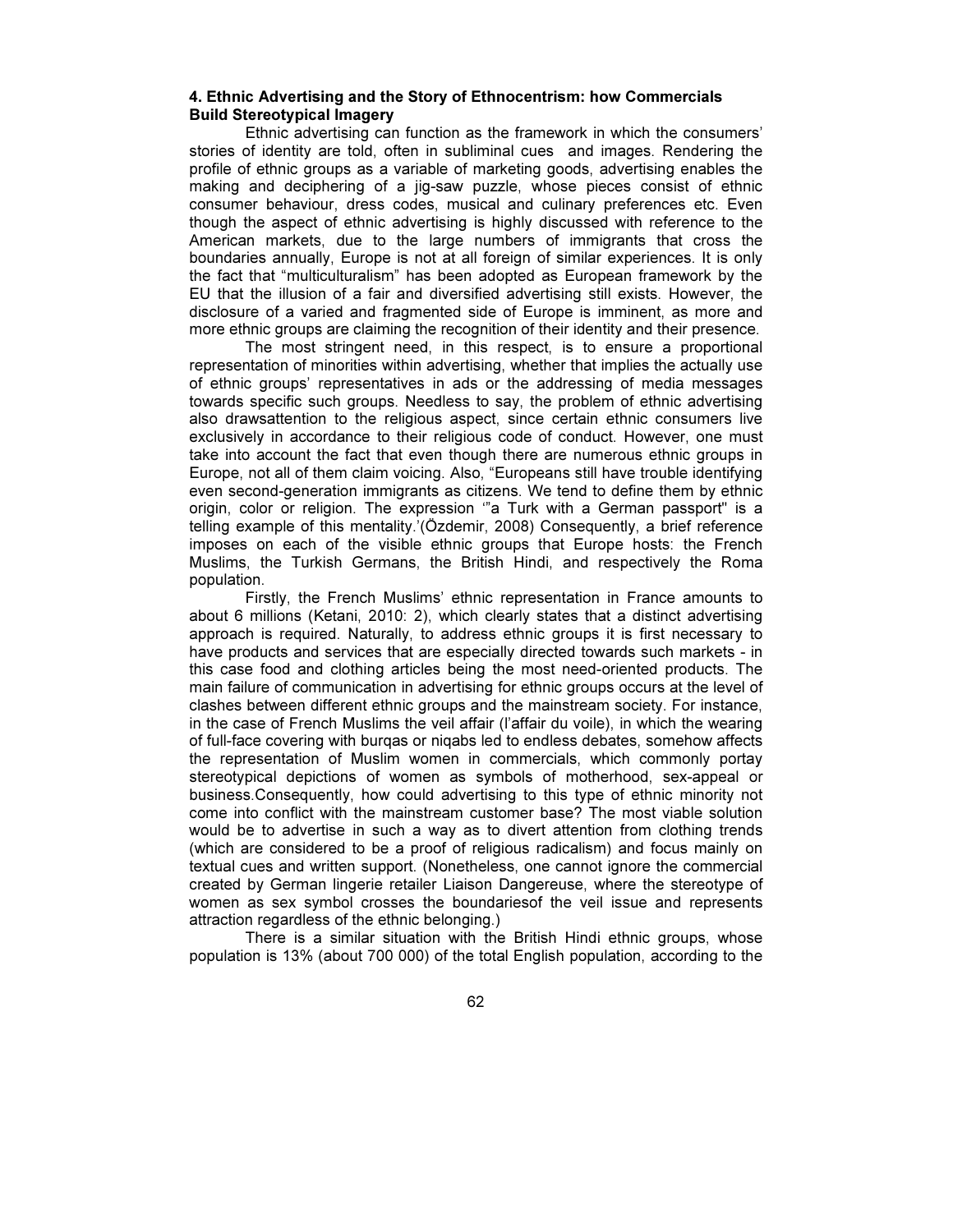### 4. Ethnic Advertising and the Story of Ethnocentrism: how Commercials Build Stereotypical Imagery

Ethnic advertising can function as the framework in which the consumers' stories of identity are told, often in subliminal cues and images. Rendering the profile of ethnic groups as a variable of marketing goods, advertising enables the making and deciphering of a jig-saw puzzle, whose pieces consist of ethnic consumer behaviour, dress codes, musical and culinary preferences etc. Even though the aspect of ethnic advertising is highly discussed with reference to the American markets, due to the large numbers of immigrants that cross the boundaries annually, Europe is not at all foreign of similar experiences. It is only the fact that "multiculturalism" has been adopted as European framework by the EU that the illusion of a fair and diversified advertising still exists. However, the disclosure of a varied and fragmented side of Europe is imminent, as more and more ethnic groups are claiming the recognition of their identity and their presence.

The most stringent need, in this respect, is to ensure a proportional representation of minorities within advertising, whether that implies the actually use of ethnic groups' representatives in ads or the addressing of media messages towards specific such groups. Needless to say, the problem of ethnic advertising also drawsattention to the religious aspect, since certain ethnic consumers live exclusively in accordance to their religious code of conduct. However, one must take into account the fact that even though there are numerous ethnic groups in Europe, not all of them claim voicing. Also, "Europeans still have trouble identifying even second-generation immigrants as citizens. We tend to define them by ethnic origin, color or religion. The expression '"a Turk with a German passport" is a telling example of this mentality.'(Özdemir, 2008) Consequently, a brief reference imposes on each of the visible ethnic groups that Europe hosts: the French Muslims, the Turkish Germans, the British Hindi, and respectively the Roma population.

Firstly, the French Muslims' ethnic representation in France amounts to about 6 millions (Ketani, 2010: 2), which clearly states that a distinct advertising approach is required. Naturally, to address ethnic groups it is first necessary to have products and services that are especially directed towards such markets - in this case food and clothing articles being the most need-oriented products. The main failure of communication in advertising for ethnic groups occurs at the level of clashes between different ethnic groups and the mainstream society. For instance, in the case of French Muslims the veil affair (l'affair du voile), in which the wearing of full-face covering with burqas or niqabs led to endless debates, somehow affects the representation of Muslim women in commercials, which commonly portay stereotypical depictions of women as symbols of motherhood, sex-appeal or business.Consequently, how could advertising to this type of ethnic minority not come into conflict with the mainstream customer base? The most viable solution would be to advertise in such a way as to divert attention from clothing trends (which are considered to be a proof of religious radicalism) and focus mainly on textual cues and written support. (Nonetheless, one cannot ignore the commercial created by German lingerie retailer Liaison Dangereuse, where the stereotype of women as sex symbol crosses the boundariesof the veil issue and represents attraction regardless of the ethnic belonging.)

There is a similar situation with the British Hindi ethnic groups, whose population is 13% (about 700 000) of the total English population, according to the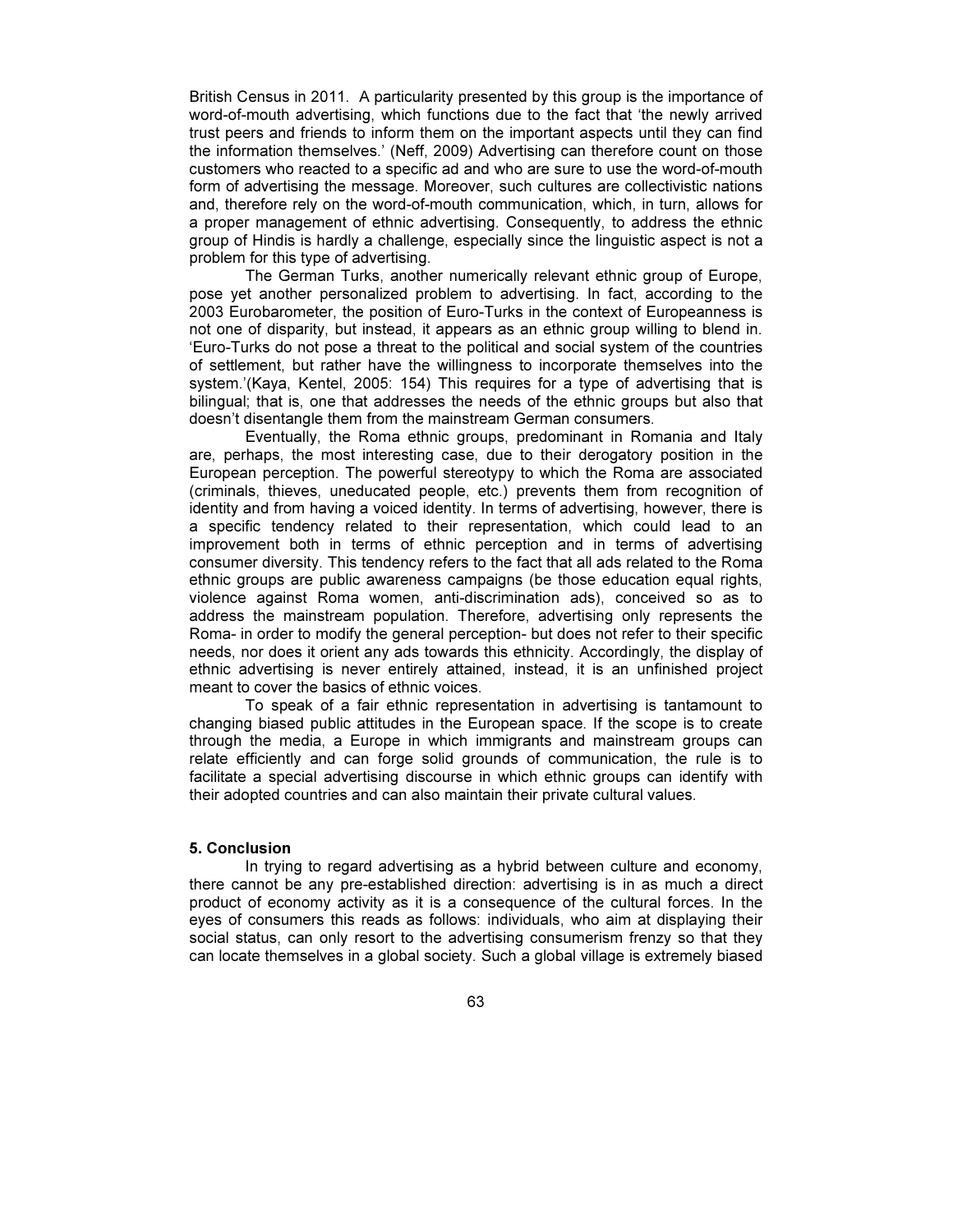British Census in 2011. A particularity presented by this group is the importance of word-of-mouth advertising, which functions due to the fact that 'the newly arrived trust peers and friends to inform them on the important aspects until they can find the information themselves.' (Neff, 2009) Advertising can therefore count on those customers who reacted to a specific ad and who are sure to use the word-of-mouth form of advertising the message. Moreover, such cultures are collectivistic nations and, therefore rely on the word-of-mouth communication, which, in turn, allows for a proper management of ethnic advertising. Consequently, to address the ethnic group of Hindis is hardly a challenge, especially since the linguistic aspect is not a problem for this type of advertising.

The German Turks, another numerically relevant ethnic group of Europe, pose yet another personalized problem to advertising. In fact, according to the 2003 Eurobarometer, the position of Euro-Turks in the context of Europeanness is not one of disparity, but instead, it appears as an ethnic group willing to blend in. 'Euro-Turks do not pose a threat to the political and social system of the countries of settlement, but rather have the willingness to incorporate themselves into the system.'(Kaya, Kentel, 2005: 154) This requires for a type of advertising that is bilingual; that is, one that addresses the needs of the ethnic groups but also that doesn't disentangle them from the mainstream German consumers.

Eventually, the Roma ethnic groups, predominant in Romania and Italy are, perhaps, the most interesting case, due to their derogatory position in the European perception. The powerful stereotypy to which the Roma are associated (criminals, thieves, uneducated people, etc.) prevents them from recognition of identity and from having a voiced identity. In terms of advertising, however, there is a specific tendency related to their representation, which could lead to an improvement both in terms of ethnic perception and in terms of advertising consumer diversity. This tendency refers to the fact that all ads related to the Roma ethnic groups are public awareness campaigns (be those education equal rights, violence against Roma women, anti-discrimination ads), conceived so as to address the mainstream population. Therefore, advertising only represents the Roma- in order to modify the general perception- but does not refer to their specific needs, nor does it orient any ads towards this ethnicity. Accordingly, the display of ethnic advertising is never entirely attained, instead, it is an unfinished project meant to cover the basics of ethnic voices.

To speak of a fair ethnic representation in advertising is tantamount to changing biased public attitudes in the European space. If the scope is to create through the media, a Europe in which immigrants and mainstream groups can relate efficiently and can forge solid grounds of communication, the rule is to facilitate a special advertising discourse in which ethnic groups can identify with their adopted countries and can also maintain their private cultural values.

## 5. Conclusion

In trying to regard advertising as a hybrid between culture and economy, there cannot be any pre-established direction: advertising is in as much a direct product of economy activity as it is a consequence of the cultural forces. In the eyes of consumers this reads as follows: individuals, who aim at displaying their social status, can only resort to the advertising consumerism frenzy so that they can locate themselves in a global society. Such a global village is extremely biased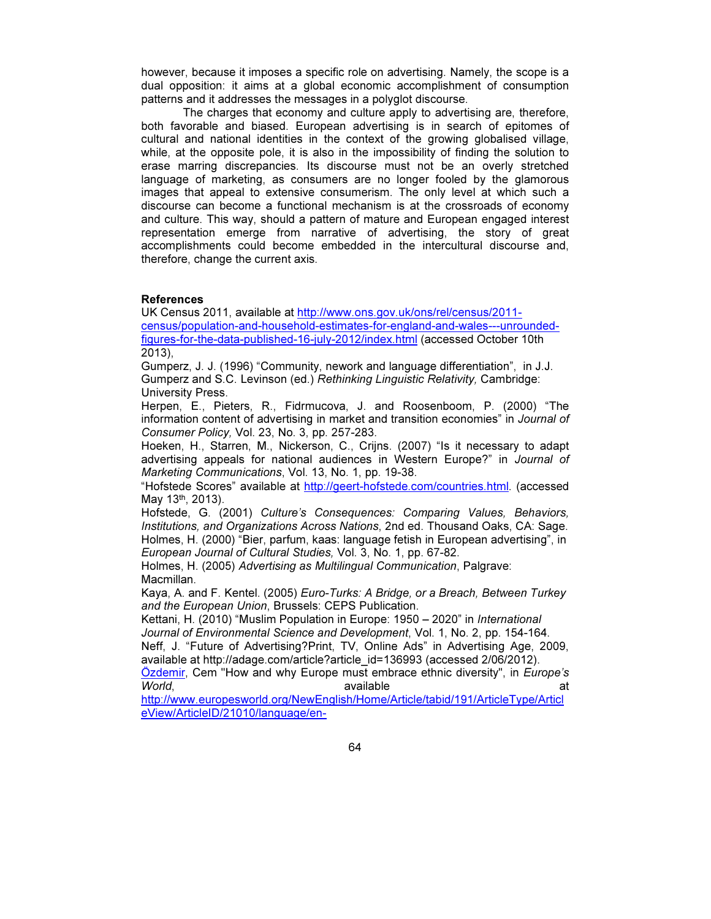however, because it imposes a specific role on advertising. Namely, the scope is a dual opposition: it aims at a global economic accomplishment of consumption patterns and it addresses the messages in a polyglot discourse.

The charges that economy and culture apply to advertising are, therefore, both favorable and biased. European advertising is in search of epitomes of cultural and national identities in the context of the growing globalised village, while, at the opposite pole, it is also in the impossibility of finding the solution to erase marring discrepancies. Its discourse must not be an overly stretched language of marketing, as consumers are no longer fooled by the glamorous images that appeal to extensive consumerism. The only level at which such a discourse can become a functional mechanism is at the crossroads of economy and culture. This way, should a pattern of mature and European engaged interest representation emerge from narrative of advertising, the story of great accomplishments could become embedded in the intercultural discourse and, therefore, change the current axis.

**References**

UK Census 2011, available at http://www.ons.gov.uk/ons/rel/census/2011-census/population-and-household-estimates-for-england-and-wales---unrounded-figures-for-the-data-published-16-july-2012/index.html (accessed October 10th 2013),

Gumperz, J. J. (1996) "Community, nework and language differentiation", in J.J. Gumperz and S.C. Levinson (ed.) *Rethinking Linguistic Relativity,* Cambridge: University Press.

Herpen, E., Pieters, R., Fidrmucova, J. and Roosenboom, P. (2000) "The information content of advertising in market and transition economies" in *Journal of Consumer Policy,* Vol. 23, No. 3, pp. 257-283.

Hoeken, H., Starren, M., Nickerson, C., Crijns. (2007) "Is it necessary to adapt advertising appeals for national audiences in Western Europe?" in *Journal of Marketing Communications*, Vol. 13, No. 1, pp. 19-38.

"Hofstede Scores" available at http://geert-hofstede.com/countries.html. (accessed May 13th, 2013).

Hofstede, G. (2001) *Culture's Consequences: Comparing Values, Behaviors, Institutions, and Organizations Across Nations*, 2nd ed. Thousand Oaks, CA: Sage.

Holmes, H. (2000) "Bier, parfum, kaas: language fetish in European advertising", in *European Journal of Cultural Studies,* Vol. 3, No. 1, pp. 67-82.

Holmes, H. (2005) *Advertising as Multilingual Communication*, Palgrave: Macmillan.

Kaya, A. and F. Kentel. (2005) *Euro-Turks: A Bridge, or a Breach, Between Turkey and the European Union*, Brussels: CEPS Publication.

Kettani, H. (2010) "Muslim Population in Europe: 1950 – 2020" in *International Journal of Environmental Science and Development*, Vol. 1, No. 2, pp. 154-164.

Neff, J. "Future of Advertising?Print, TV, Online Ads" in Advertising Age, 2009, available at http://adage.com/article?article_id=136993 (accessed 2/06/2012).

Özdemir, Cem "How and why Europe must embrace ethnic diversity", in *Europe's World*, available at http://www.europesworld.org/NewEnglish/Home/Article/tabid/191/ArticleType/ArticleView/ArticleID/21010/language/en-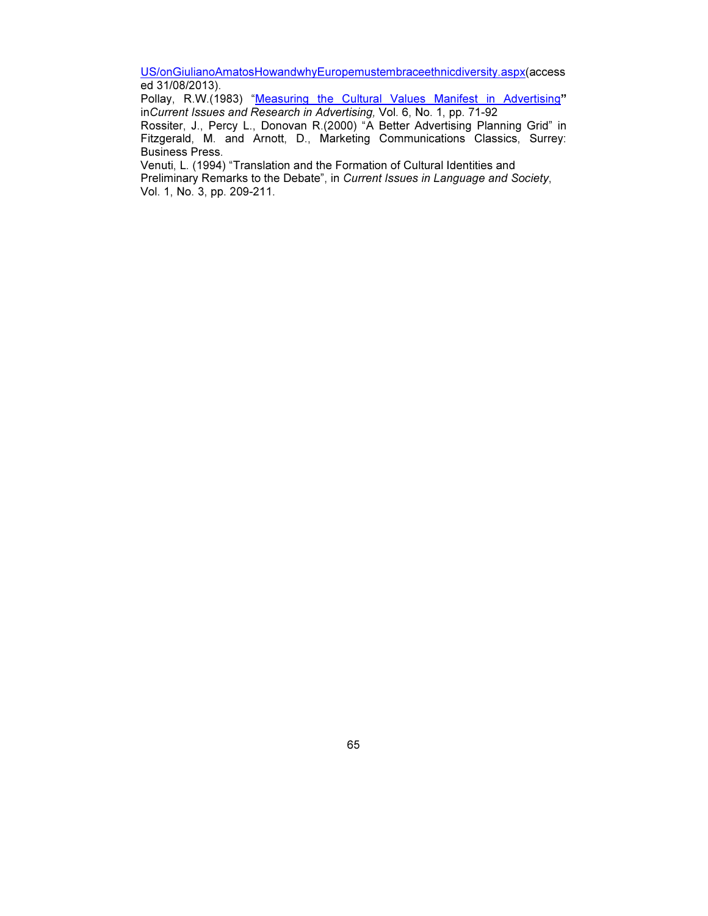US/onGiulianoAmatosHowandwhyEuropemustembraceethnicdiversity.aspx(accessed 31/08/2013).

Pollay, R.W.(1983) "Measuring the Cultural Values Manifest in Advertising**"** in*Current Issues and Research in Advertising,* Vol. 6, No. 1, pp. 71-92

Rossiter, J., Percy L., Donovan R.(2000) "A Better Advertising Planning Grid" in Fitzgerald, M. and Arnott, D., Marketing Communications Classics, Surrey: Business Press.

Venuti, L. (1994) "Translation and the Formation of Cultural Identities and Preliminary Remarks to the Debate", in *Current Issues in Language and Society*, Vol. 1, No. 3, pp. 209-211.